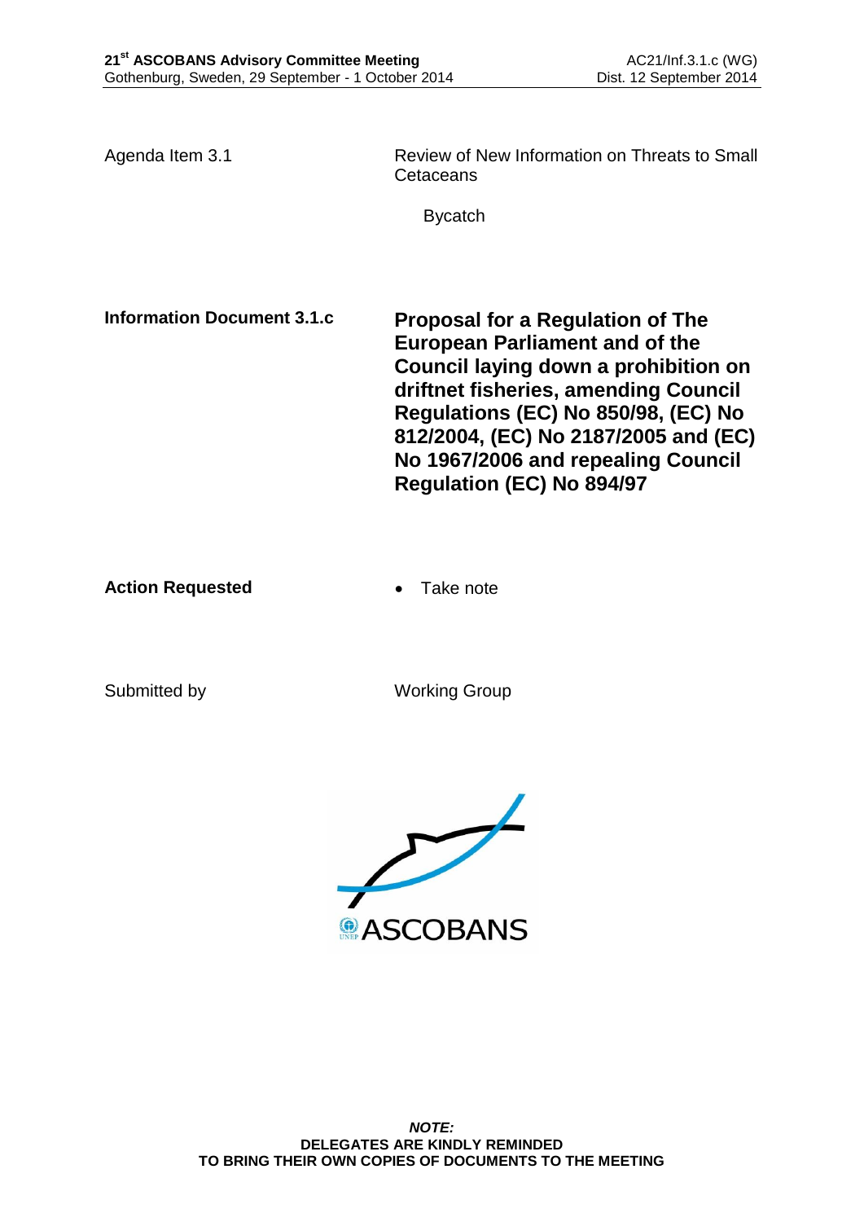Agenda Item 3.1

Review of New Information on Threats to Small Cetaceans

Bycatch

**Information Document 3.1.c**

# Proposal for a Regulation of The European Parliament and of the Council laying down a prohibition on driftnet fisheries, amending Council Regulations (EC) No 850/98, (EC) No 812/2004, (EC) No 2187/2005 and (EC) No 1967/2006 and repealing Council Regulation (EC) No 894/97

**Action Requested**

- Take note

Submitted by

Working Group

***NOTE:***
**DELEGATES ARE KINDLY REMINDED TO BRING THEIR OWN COPIES OF DOCUMENTS TO THE MEETING**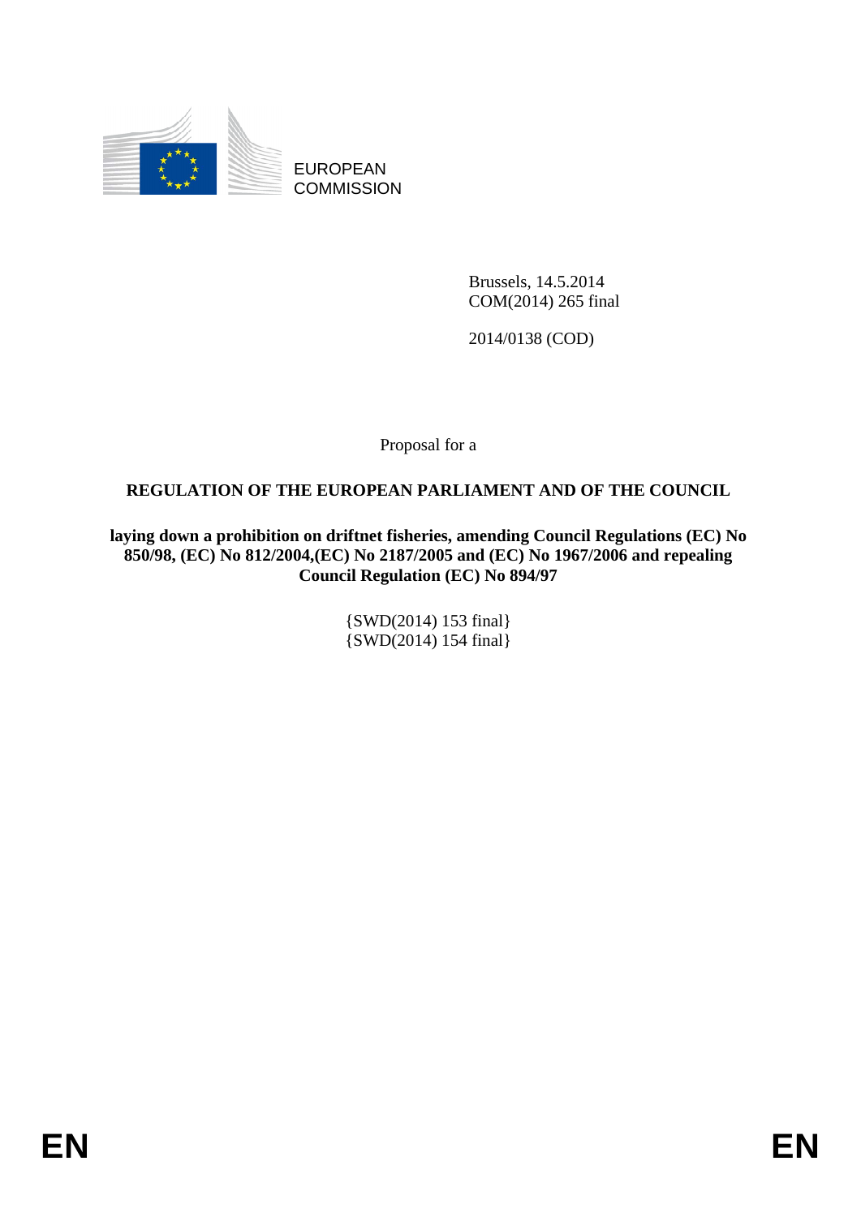EUROPEAN COMMISSION

Brussels, 14.5.2014
COM(2014) 265 final

2014/0138 (COD)

Proposal for a

**REGULATION OF THE EUROPEAN PARLIAMENT AND OF THE COUNCIL**

**laying down a prohibition on driftnet fisheries, amending Council Regulations (EC) No 850/98, (EC) No 812/2004,(EC) No 2187/2005 and (EC) No 1967/2006 and repealing Council Regulation (EC) No 894/97**

{SWD(2014) 153 final}
{SWD(2014) 154 final}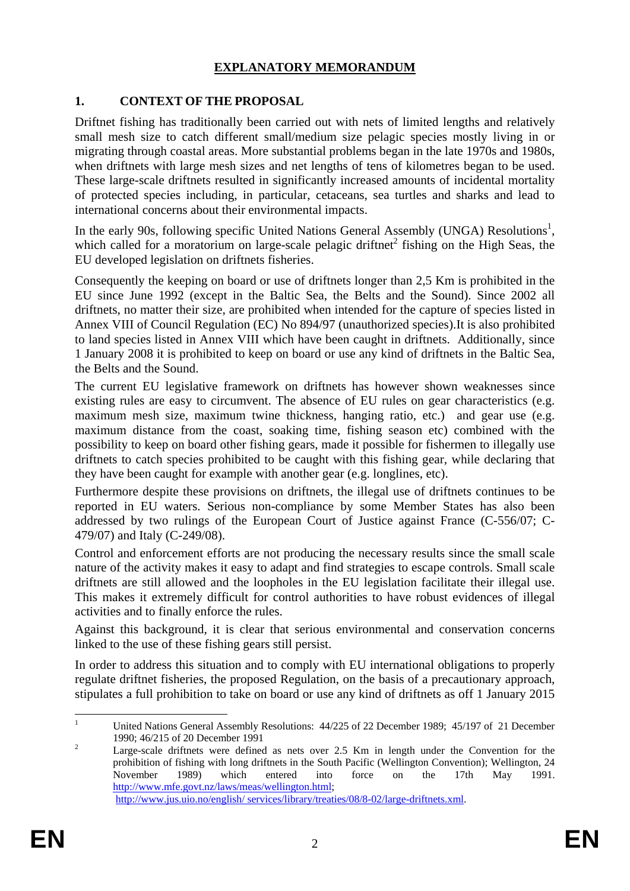# EXPLANATORY MEMORANDUM

## 1. CONTEXT OF THE PROPOSAL

Driftnet fishing has traditionally been carried out with nets of limited lengths and relatively small mesh size to catch different small/medium size pelagic species mostly living in or migrating through coastal areas. More substantial problems began in the late 1970s and 1980s, when driftnets with large mesh sizes and net lengths of tens of kilometres began to be used. These large-scale driftnets resulted in significantly increased amounts of incidental mortality of protected species including, in particular, cetaceans, sea turtles and sharks and lead to international concerns about their environmental impacts.

In the early 90s, following specific United Nations General Assembly (UNGA) Resolutions[1], which called for a moratorium on large-scale pelagic driftnet[2] fishing on the High Seas, the EU developed legislation on driftnets fisheries.

Consequently the keeping on board or use of driftnets longer than 2,5 Km is prohibited in the EU since June 1992 (except in the Baltic Sea, the Belts and the Sound). Since 2002 all driftnets, no matter their size, are prohibited when intended for the capture of species listed in Annex VIII of Council Regulation (EC) No 894/97 (unauthorized species).It is also prohibited to land species listed in Annex VIII which have been caught in driftnets. Additionally, since 1 January 2008 it is prohibited to keep on board or use any kind of driftnets in the Baltic Sea, the Belts and the Sound.

The current EU legislative framework on driftnets has however shown weaknesses since existing rules are easy to circumvent. The absence of EU rules on gear characteristics (e.g. maximum mesh size, maximum twine thickness, hanging ratio, etc.) and gear use (e.g. maximum distance from the coast, soaking time, fishing season etc) combined with the possibility to keep on board other fishing gears, made it possible for fishermen to illegally use driftnets to catch species prohibited to be caught with this fishing gear, while declaring that they have been caught for example with another gear (e.g. longlines, etc).

Furthermore despite these provisions on driftnets, the illegal use of driftnets continues to be reported in EU waters. Serious non-compliance by some Member States has also been addressed by two rulings of the European Court of Justice against France (C-556/07; C-479/07) and Italy (C-249/08).

Control and enforcement efforts are not producing the necessary results since the small scale nature of the activity makes it easy to adapt and find strategies to escape controls. Small scale driftnets are still allowed and the loopholes in the EU legislation facilitate their illegal use. This makes it extremely difficult for control authorities to have robust evidences of illegal activities and to finally enforce the rules.

Against this background, it is clear that serious environmental and conservation concerns linked to the use of these fishing gears still persist.

In order to address this situation and to comply with EU international obligations to properly regulate driftnet fisheries, the proposed Regulation, on the basis of a precautionary approach, stipulates a full prohibition to take on board or use any kind of driftnets as off 1 January 2015

---

[1] United Nations General Assembly Resolutions: 44/225 of 22 December 1989; 45/197 of 21 December 1990; 46/215 of 20 December 1991

[2] Large-scale driftnets were defined as nets over 2.5 Km in length under the Convention for the prohibition of fishing with long driftnets in the South Pacific (Wellington Convention); Wellington, 24 November 1989) which entered into force on the 17th May 1991. http://www.mfe.govt.nz/laws/meas/wellington.html; http://www.jus.uio.no/english/ services/library/treaties/08/8-02/large-driftnets.xml.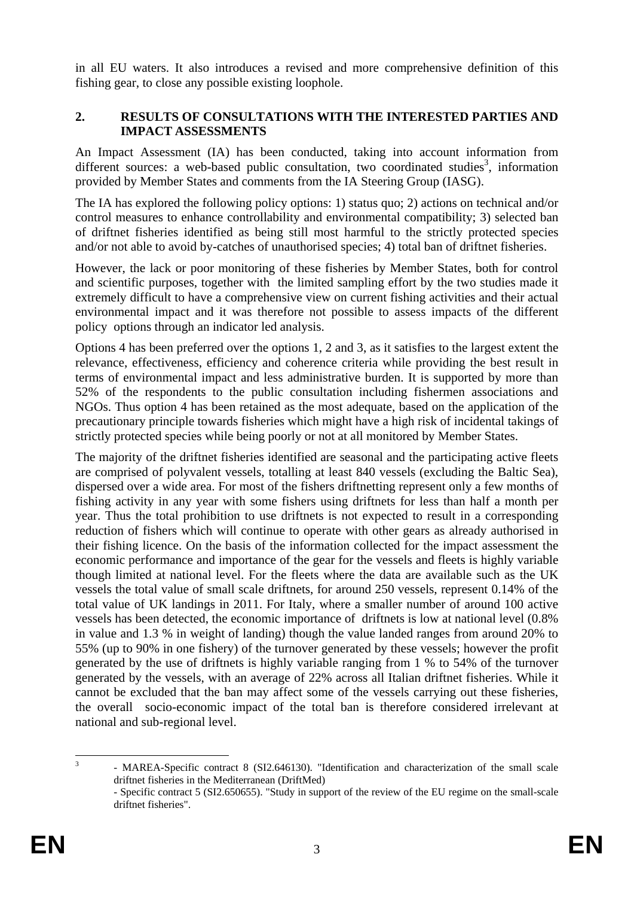in all EU waters. It also introduces a revised and more comprehensive definition of this fishing gear, to close any possible existing loophole.

## 2. RESULTS OF CONSULTATIONS WITH THE INTERESTED PARTIES AND IMPACT ASSESSMENTS

An Impact Assessment (IA) has been conducted, taking into account information from different sources: a web-based public consultation, two coordinated studies[3], information provided by Member States and comments from the IA Steering Group (IASG).

The IA has explored the following policy options: 1) status quo; 2) actions on technical and/or control measures to enhance controllability and environmental compatibility; 3) selected ban of driftnet fisheries identified as being still most harmful to the strictly protected species and/or not able to avoid by-catches of unauthorised species; 4) total ban of driftnet fisheries.

However, the lack or poor monitoring of these fisheries by Member States, both for control and scientific purposes, together with the limited sampling effort by the two studies made it extremely difficult to have a comprehensive view on current fishing activities and their actual environmental impact and it was therefore not possible to assess impacts of the different policy options through an indicator led analysis.

Options 4 has been preferred over the options 1, 2 and 3, as it satisfies to the largest extent the relevance, effectiveness, efficiency and coherence criteria while providing the best result in terms of environmental impact and less administrative burden. It is supported by more than 52% of the respondents to the public consultation including fishermen associations and NGOs. Thus option 4 has been retained as the most adequate, based on the application of the precautionary principle towards fisheries which might have a high risk of incidental takings of strictly protected species while being poorly or not at all monitored by Member States.

The majority of the driftnet fisheries identified are seasonal and the participating active fleets are comprised of polyvalent vessels, totalling at least 840 vessels (excluding the Baltic Sea), dispersed over a wide area. For most of the fishers driftnetting represent only a few months of fishing activity in any year with some fishers using driftnets for less than half a month per year. Thus the total prohibition to use driftnets is not expected to result in a corresponding reduction of fishers which will continue to operate with other gears as already authorised in their fishing licence. On the basis of the information collected for the impact assessment the economic performance and importance of the gear for the vessels and fleets is highly variable though limited at national level. For the fleets where the data are available such as the UK vessels the total value of small scale driftnets, for around 250 vessels, represent 0.14% of the total value of UK landings in 2011. For Italy, where a smaller number of around 100 active vessels has been detected, the economic importance of driftnets is low at national level (0.8% in value and 1.3 % in weight of landing) though the value landed ranges from around 20% to 55% (up to 90% in one fishery) of the turnover generated by these vessels; however the profit generated by the use of driftnets is highly variable ranging from 1 % to 54% of the turnover generated by the vessels, with an average of 22% across all Italian driftnet fisheries. While it cannot be excluded that the ban may affect some of the vessels carrying out these fisheries, the overall socio-economic impact of the total ban is therefore considered irrelevant at national and sub-regional level.

---

[3] - MAREA-Specific contract 8 (SI2.646130). "Identification and characterization of the small scale driftnet fisheries in the Mediterranean (DriftMed)
- Specific contract 5 (SI2.650655). "Study in support of the review of the EU regime on the small-scale driftnet fisheries".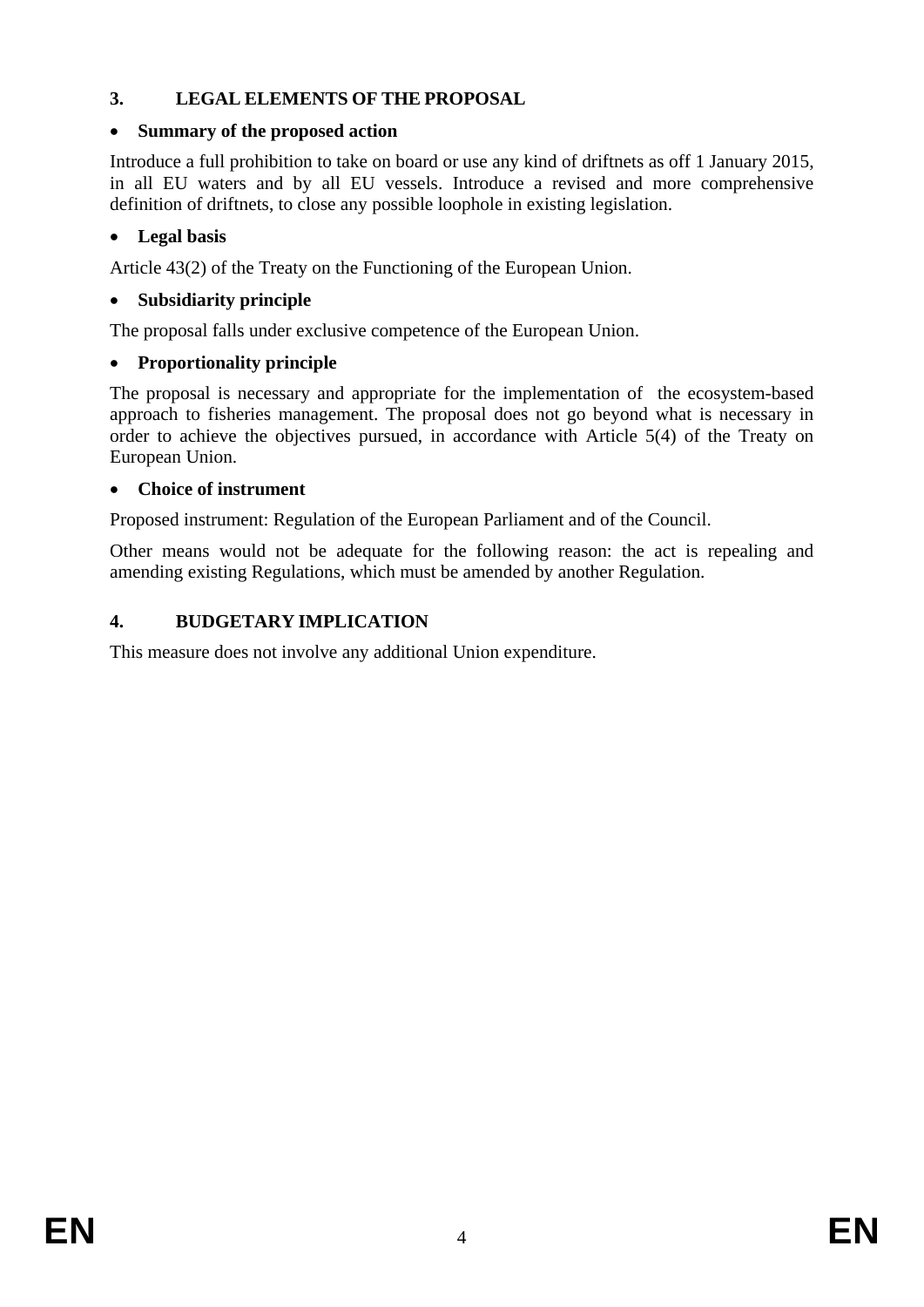## 3. LEGAL ELEMENTS OF THE PROPOSAL

- **Summary of the proposed action**

Introduce a full prohibition to take on board or use any kind of driftnets as off 1 January 2015, in all EU waters and by all EU vessels. Introduce a revised and more comprehensive definition of driftnets, to close any possible loophole in existing legislation.

- **Legal basis**

Article 43(2) of the Treaty on the Functioning of the European Union.

- **Subsidiarity principle**

The proposal falls under exclusive competence of the European Union.

- **Proportionality principle**

The proposal is necessary and appropriate for the implementation of the ecosystem-based approach to fisheries management. The proposal does not go beyond what is necessary in order to achieve the objectives pursued, in accordance with Article 5(4) of the Treaty on European Union.

- **Choice of instrument**

Proposed instrument: Regulation of the European Parliament and of the Council.

Other means would not be adequate for the following reason: the act is repealing and amending existing Regulations, which must be amended by another Regulation.

## 4. BUDGETARY IMPLICATION

This measure does not involve any additional Union expenditure.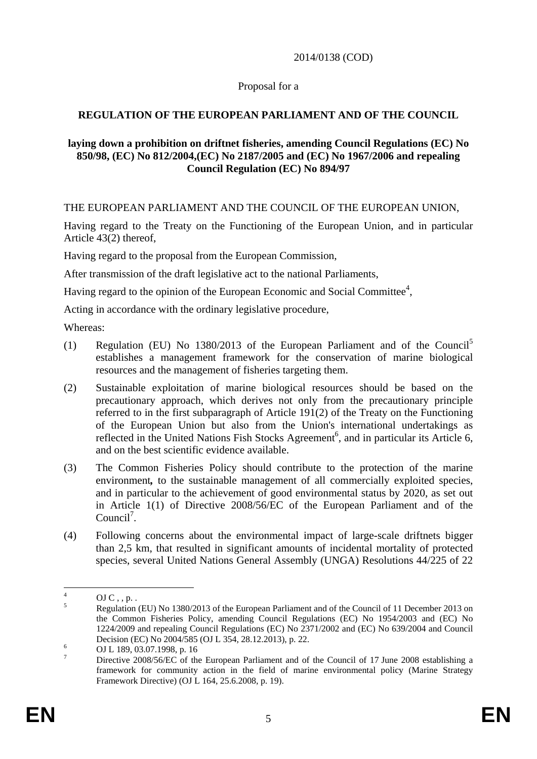2014/0138 (COD)

Proposal for a

**REGULATION OF THE EUROPEAN PARLIAMENT AND OF THE COUNCIL**

**laying down a prohibition on driftnet fisheries, amending Council Regulations (EC) No 850/98, (EC) No 812/2004,(EC) No 2187/2005 and (EC) No 1967/2006 and repealing Council Regulation (EC) No 894/97**

THE EUROPEAN PARLIAMENT AND THE COUNCIL OF THE EUROPEAN UNION,

Having regard to the Treaty on the Functioning of the European Union, and in particular Article 43(2) thereof,

Having regard to the proposal from the European Commission,

After transmission of the draft legislative act to the national Parliaments,

Having regard to the opinion of the European Economic and Social Committee[4],

Acting in accordance with the ordinary legislative procedure,

Whereas:

(1) Regulation (EU) No 1380/2013 of the European Parliament and of the Council[5] establishes a management framework for the conservation of marine biological resources and the management of fisheries targeting them.

(2) Sustainable exploitation of marine biological resources should be based on the precautionary approach, which derives not only from the precautionary principle referred to in the first subparagraph of Article 191(2) of the Treaty on the Functioning of the European Union but also from the Union's international undertakings as reflected in the United Nations Fish Stocks Agreement[6], and in particular its Article 6, and on the best scientific evidence available.

(3) The Common Fisheries Policy should contribute to the protection of the marine environment***,*** to the sustainable management of all commercially exploited species, and in particular to the achievement of good environmental status by 2020, as set out in Article 1(1) of Directive 2008/56/EC of the European Parliament and of the Council[7].

(4) Following concerns about the environmental impact of large-scale driftnets bigger than 2,5 km, that resulted in significant amounts of incidental mortality of protected species, several United Nations General Assembly (UNGA) Resolutions 44/225 of 22

---

[4] OJ C , , p. .

[5] Regulation (EU) No 1380/2013 of the European Parliament and of the Council of 11 December 2013 on the Common Fisheries Policy, amending Council Regulations (EC) No 1954/2003 and (EC) No 1224/2009 and repealing Council Regulations (EC) No 2371/2002 and (EC) No 639/2004 and Council Decision (EC) No 2004/585 (OJ L 354, 28.12.2013), p. 22.

[6] OJ L 189, 03.07.1998, p. 16

[7] Directive 2008/56/EC of the European Parliament and of the Council of 17 June 2008 establishing a framework for community action in the field of marine environmental policy (Marine Strategy Framework Directive) (OJ L 164, 25.6.2008, p. 19).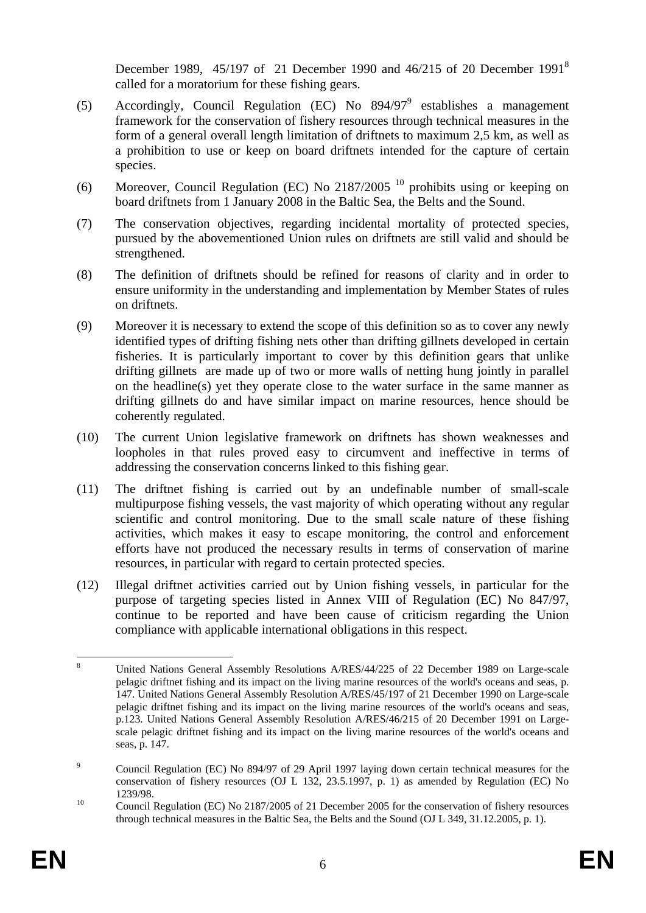December 1989, 45/197 of 21 December 1990 and 46/215 of 20 December 1991[8] called for a moratorium for these fishing gears.

(5) Accordingly, Council Regulation (EC) No 894/97[9] establishes a management framework for the conservation of fishery resources through technical measures in the form of a general overall length limitation of driftnets to maximum 2,5 km, as well as a prohibition to use or keep on board driftnets intended for the capture of certain species.

(6) Moreover, Council Regulation (EC) No 2187/2005 [10] prohibits using or keeping on board driftnets from 1 January 2008 in the Baltic Sea, the Belts and the Sound.

(7) The conservation objectives, regarding incidental mortality of protected species, pursued by the abovementioned Union rules on driftnets are still valid and should be strengthened.

(8) The definition of driftnets should be refined for reasons of clarity and in order to ensure uniformity in the understanding and implementation by Member States of rules on driftnets.

(9) Moreover it is necessary to extend the scope of this definition so as to cover any newly identified types of drifting fishing nets other than drifting gillnets developed in certain fisheries. It is particularly important to cover by this definition gears that unlike drifting gillnets are made up of two or more walls of netting hung jointly in parallel on the headline(s) yet they operate close to the water surface in the same manner as drifting gillnets do and have similar impact on marine resources, hence should be coherently regulated.

(10) The current Union legislative framework on driftnets has shown weaknesses and loopholes in that rules proved easy to circumvent and ineffective in terms of addressing the conservation concerns linked to this fishing gear.

(11) The driftnet fishing is carried out by an undefinable number of small-scale multipurpose fishing vessels, the vast majority of which operating without any regular scientific and control monitoring. Due to the small scale nature of these fishing activities, which makes it easy to escape monitoring, the control and enforcement efforts have not produced the necessary results in terms of conservation of marine resources, in particular with regard to certain protected species.

(12) Illegal driftnet activities carried out by Union fishing vessels, in particular for the purpose of targeting species listed in Annex VIII of Regulation (EC) No 847/97, continue to be reported and have been cause of criticism regarding the Union compliance with applicable international obligations in this respect.

---

[8] United Nations General Assembly Resolutions A/RES/44/225 of 22 December 1989 on Large-scale pelagic driftnet fishing and its impact on the living marine resources of the world's oceans and seas, p. 147. United Nations General Assembly Resolution A/RES/45/197 of 21 December 1990 on Large-scale pelagic driftnet fishing and its impact on the living marine resources of the world's oceans and seas, p.123. United Nations General Assembly Resolution A/RES/46/215 of 20 December 1991 on Large-scale pelagic driftnet fishing and its impact on the living marine resources of the world's oceans and seas, p. 147.

[9] Council Regulation (EC) No 894/97 of 29 April 1997 laying down certain technical measures for the conservation of fishery resources (OJ L 132, 23.5.1997, p. 1) as amended by Regulation (EC) No 1239/98.

[10] Council Regulation (EC) No 2187/2005 of 21 December 2005 for the conservation of fishery resources through technical measures in the Baltic Sea, the Belts and the Sound (OJ L 349, 31.12.2005, p. 1).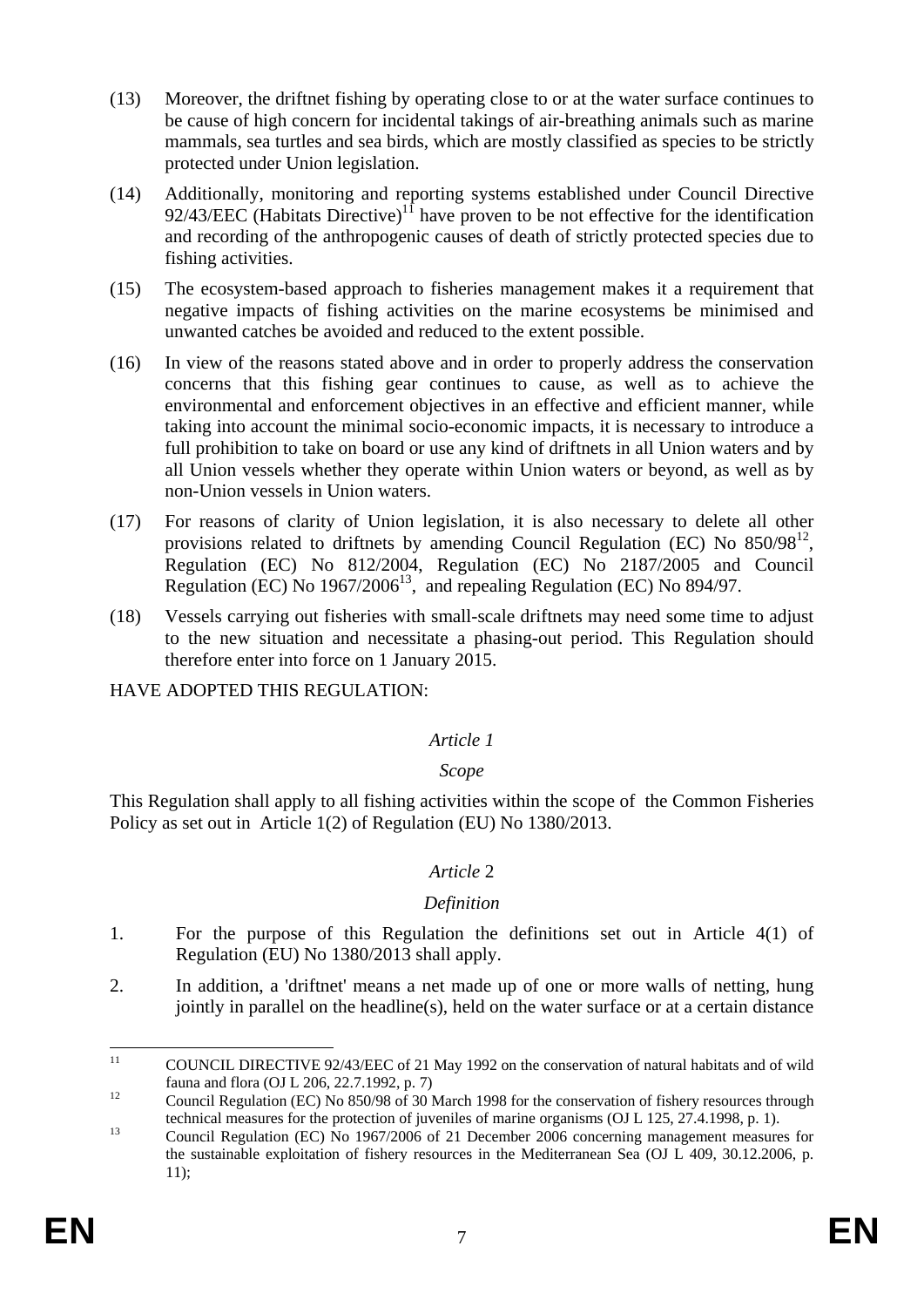(13) Moreover, the driftnet fishing by operating close to or at the water surface continues to be cause of high concern for incidental takings of air-breathing animals such as marine mammals, sea turtles and sea birds, which are mostly classified as species to be strictly protected under Union legislation.

(14) Additionally, monitoring and reporting systems established under Council Directive 92/43/EEC (Habitats Directive)[11] have proven to be not effective for the identification and recording of the anthropogenic causes of death of strictly protected species due to fishing activities.

(15) The ecosystem-based approach to fisheries management makes it a requirement that negative impacts of fishing activities on the marine ecosystems be minimised and unwanted catches be avoided and reduced to the extent possible.

(16) In view of the reasons stated above and in order to properly address the conservation concerns that this fishing gear continues to cause, as well as to achieve the environmental and enforcement objectives in an effective and efficient manner, while taking into account the minimal socio-economic impacts, it is necessary to introduce a full prohibition to take on board or use any kind of driftnets in all Union waters and by all Union vessels whether they operate within Union waters or beyond, as well as by non-Union vessels in Union waters.

(17) For reasons of clarity of Union legislation, it is also necessary to delete all other provisions related to driftnets by amending Council Regulation (EC) No 850/98[12], Regulation (EC) No 812/2004, Regulation (EC) No 2187/2005 and Council Regulation (EC) No 1967/2006[13], and repealing Regulation (EC) No 894/97.

(18) Vessels carrying out fisheries with small-scale driftnets may need some time to adjust to the new situation and necessitate a phasing-out period. This Regulation should therefore enter into force on 1 January 2015.

HAVE ADOPTED THIS REGULATION:

*Article 1*

*Scope*

This Regulation shall apply to all fishing activities within the scope of the Common Fisheries Policy as set out in Article 1(2) of Regulation (EU) No 1380/2013.

*Article 2*

*Definition*

1. For the purpose of this Regulation the definitions set out in Article 4(1) of Regulation (EU) No 1380/2013 shall apply.

2. In addition, a 'driftnet' means a net made up of one or more walls of netting, hung jointly in parallel on the headline(s), held on the water surface or at a certain distance

---

[11] COUNCIL DIRECTIVE 92/43/EEC of 21 May 1992 on the conservation of natural habitats and of wild fauna and flora (OJ L 206, 22.7.1992, p. 7)

[12] Council Regulation (EC) No 850/98 of 30 March 1998 for the conservation of fishery resources through technical measures for the protection of juveniles of marine organisms (OJ L 125, 27.4.1998, p. 1).

[13] Council Regulation (EC) No 1967/2006 of 21 December 2006 concerning management measures for the sustainable exploitation of fishery resources in the Mediterranean Sea (OJ L 409, 30.12.2006, p. 11);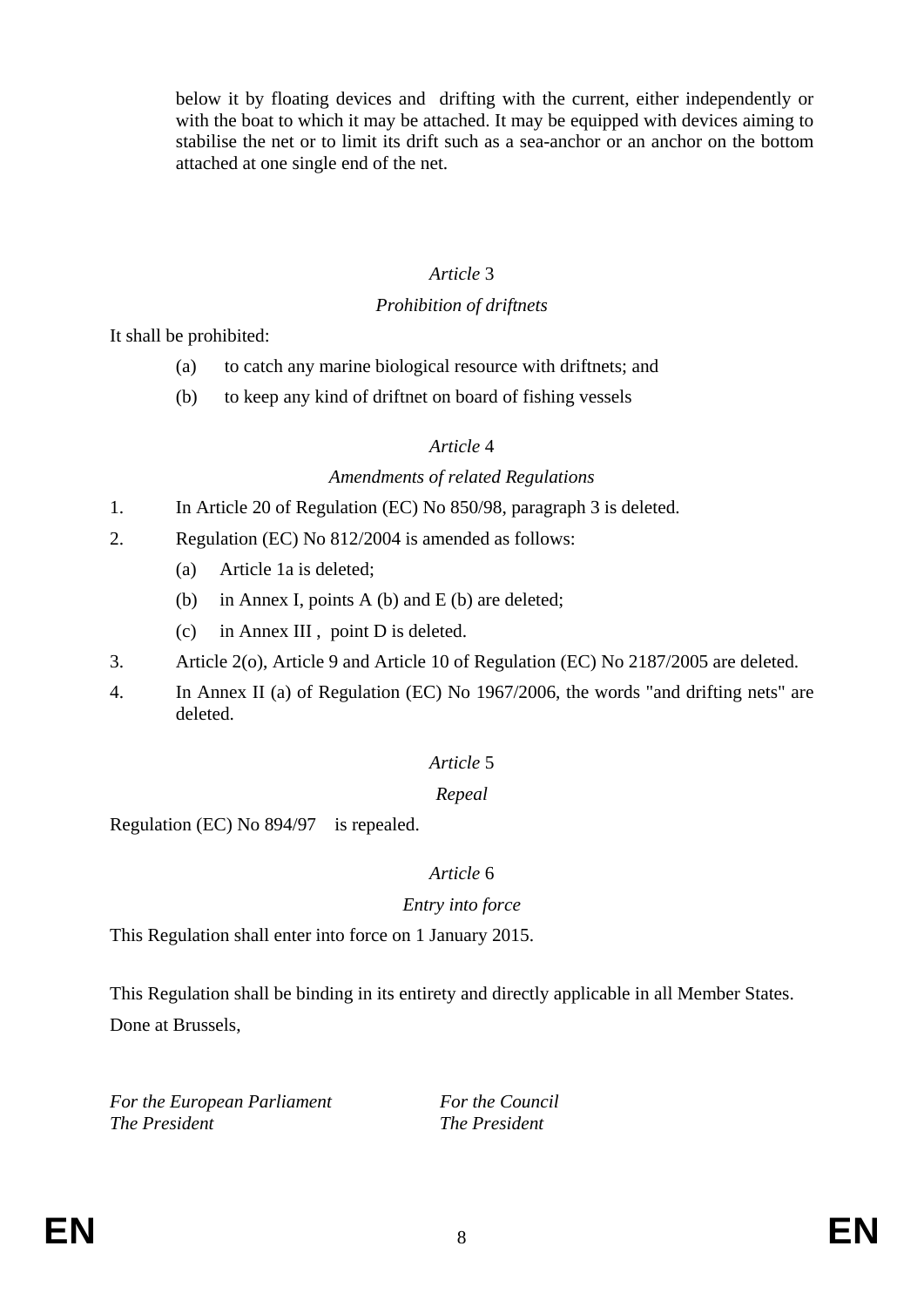below it by floating devices and drifting with the current, either independently or with the boat to which it may be attached. It may be equipped with devices aiming to stabilise the net or to limit its drift such as a sea-anchor or an anchor on the bottom attached at one single end of the net.

### *Article* 3

*Prohibition of driftnets*

It shall be prohibited:

(a) to catch any marine biological resource with driftnets; and

(b) to keep any kind of driftnet on board of fishing vessels

### *Article* 4

*Amendments of related Regulations*

1. In Article 20 of Regulation (EC) No 850/98, paragraph 3 is deleted.
2. Regulation (EC) No 812/2004 is amended as follows:
   (a) Article 1a is deleted;
   (b) in Annex I, points A (b) and E (b) are deleted;
   (c) in Annex III , point D is deleted.
3. Article 2(o), Article 9 and Article 10 of Regulation (EC) No 2187/2005 are deleted.
4. In Annex II (a) of Regulation (EC) No 1967/2006, the words "and drifting nets" are deleted.

### *Article* 5

*Repeal*

Regulation (EC) No 894/97 is repealed.

### *Article* 6

*Entry into force*

This Regulation shall enter into force on 1 January 2015.

This Regulation shall be binding in its entirety and directly applicable in all Member States.

Done at Brussels,

*For the European Parliament*
*The President*

*For the Council*
*The President*